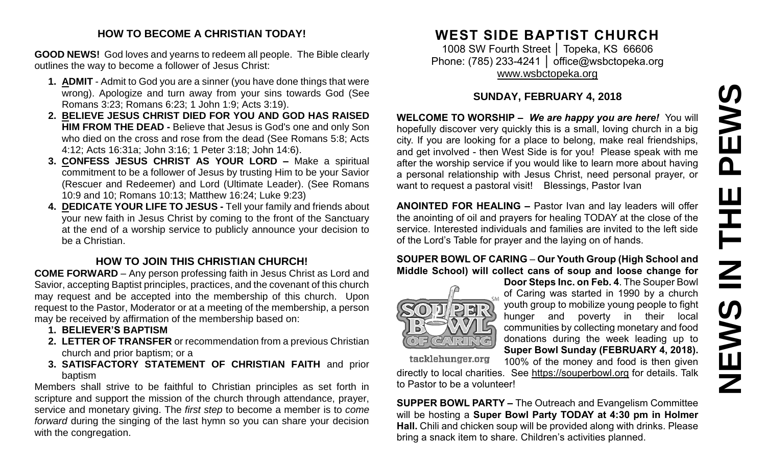## HOW TO BECOME A CHRISTIAN TODAY!

**GOOD NEWS!** God loves and yearns to redeem all people. The Bible clearly outlines the way to become a follower of Jesus Christ:

1. **ADMIT** - Admit to God you are a sinner (you have done things that were wrong). Apologize and turn away from your sins towards God (See Romans 3:23; Romans 6:23; 1 John 1:9; Acts 3:19).
2. **BELIEVE JESUS CHRIST DIED FOR YOU AND GOD HAS RAISED HIM FROM THE DEAD -** Believe that Jesus is God's one and only Son who died on the cross and rose from the dead (See Romans 5:8; Acts 4:12; Acts 16:31a; John 3:16; 1 Peter 3:18; John 14:6).
3. **CONFESS JESUS CHRIST AS YOUR LORD –** Make a spiritual commitment to be a follower of Jesus by trusting Him to be your Savior (Rescuer and Redeemer) and Lord (Ultimate Leader). (See Romans 10:9 and 10; Romans 10:13; Matthew 16:24; Luke 9:23)
4. **DEDICATE YOUR LIFE TO JESUS -** Tell your family and friends about your new faith in Jesus Christ by coming to the front of the Sanctuary at the end of a worship service to publicly announce your decision to be a Christian.

## HOW TO JOIN THIS CHRISTIAN CHURCH!

**COME FORWARD** – Any person professing faith in Jesus Christ as Lord and Savior, accepting Baptist principles, practices, and the covenant of this church may request and be accepted into the membership of this church. Upon request to the Pastor, Moderator or at a meeting of the membership, a person may be received by affirmation of the membership based on:

1. **BELIEVER'S BAPTISM**
2. **LETTER OF TRANSFER** or recommendation from a previous Christian church and prior baptism; or a
3. **SATISFACTORY STATEMENT OF CHRISTIAN FAITH** and prior baptism

Members shall strive to be faithful to Christian principles as set forth in scripture and support the mission of the church through attendance, prayer, service and monetary giving. The *first step* to become a member is to *come forward* during the singing of the last hymn so you can share your decision with the congregation.

# WEST SIDE BAPTIST CHURCH

1008 SW Fourth Street │ Topeka, KS 66606
Phone: (785) 233-4241 │ office@wsbctopeka.org
www.wsbctopeka.org

### SUNDAY, FEBRUARY 4, 2018

**WELCOME TO WORSHIP –** ***We are happy you are here!*** You will hopefully discover very quickly this is a small, loving church in a big city. If you are looking for a place to belong, make real friendships, and get involved - then West Side is for you! Please speak with me after the worship service if you would like to learn more about having a personal relationship with Jesus Christ, need personal prayer, or want to request a pastoral visit! Blessings, Pastor Ivan

**ANOINTED FOR HEALING –** Pastor Ivan and lay leaders will offer the anointing of oil and prayers for healing TODAY at the close of the service. Interested individuals and families are invited to the left side of the Lord's Table for prayer and the laying on of hands.

**SOUPER BOWL OF CARING** – **Our Youth Group (High School and Middle School) will collect cans of soup and loose change for Door Steps Inc. on Feb. 4**. The Souper Bowl of Caring was started in 1990 by a church youth group to mobilize young people to fight hunger and poverty in their local communities by collecting monetary and food donations during the week leading up to **Super Bowl Sunday (FEBRUARY 4, 2018).** 100% of the money and food is then given directly to local charities. See https://souperbowl.org for details. Talk to Pastor to be a volunteer!

**SUPPER BOWL PARTY –** The Outreach and Evangelism Committee will be hosting a **Super Bowl Party TODAY at 4:30 pm in Holmer Hall.** Chili and chicken soup will be provided along with drinks. Please bring a snack item to share. Children's activities planned.

# NEWS IN THE PEWS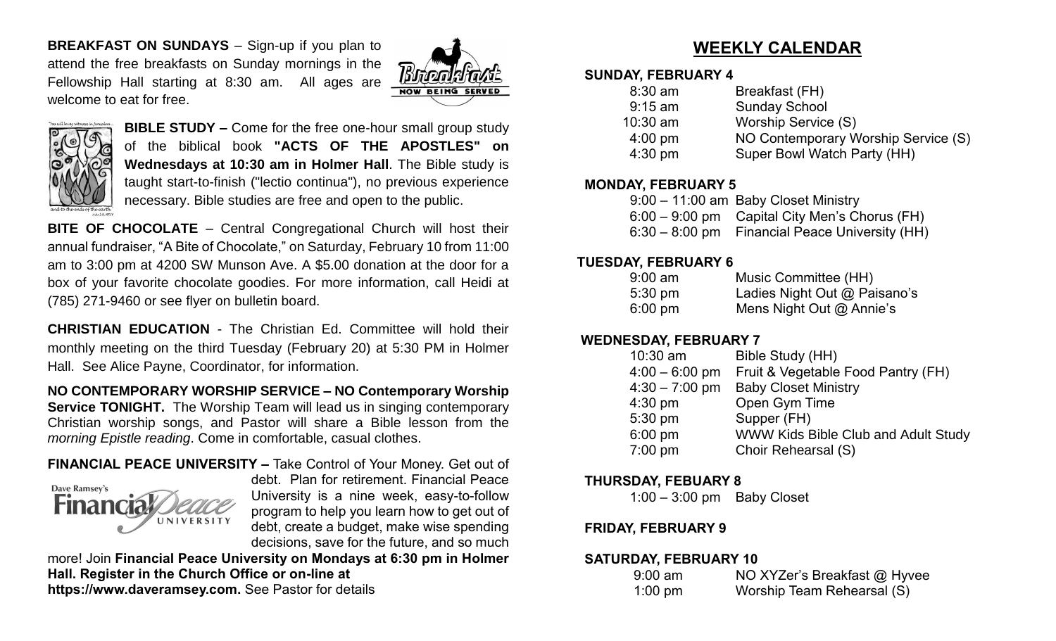**BREAKFAST ON SUNDAYS** – Sign-up if you plan to attend the free breakfasts on Sunday mornings in the Fellowship Hall starting at 8:30 am. All ages are welcome to eat for free.

**BIBLE STUDY –** Come for the free one-hour small group study of the biblical book **"ACTS OF THE APOSTLES" on Wednesdays at 10:30 am in Holmer Hall**. The Bible study is taught start-to-finish ("lectio continua"), no previous experience necessary. Bible studies are free and open to the public.

**BITE OF CHOCOLATE** – Central Congregational Church will host their annual fundraiser, "A Bite of Chocolate," on Saturday, February 10 from 11:00 am to 3:00 pm at 4200 SW Munson Ave. A $5.00 donation at the door for a box of your favorite chocolate goodies. For more information, call Heidi at (785) 271-9460 or see flyer on bulletin board.

**CHRISTIAN EDUCATION** - The Christian Ed. Committee will hold their monthly meeting on the third Tuesday (February 20) at 5:30 PM in Holmer Hall. See Alice Payne, Coordinator, for information.

**NO CONTEMPORARY WORSHIP SERVICE – NO Contemporary Worship Service TONIGHT.** The Worship Team will lead us in singing contemporary Christian worship songs, and Pastor will share a Bible lesson from the *morning Epistle reading*. Come in comfortable, casual clothes.

**FINANCIAL PEACE UNIVERSITY –** Take Control of Your Money. Get out of debt. Plan for retirement. Financial Peace University is a nine week, easy-to-follow program to help you learn how to get out of debt, create a budget, make wise spending decisions, save for the future, and so much more! Join **Financial Peace University on Mondays at 6:30 pm in Holmer Hall. Register in the Church Office or on-line at https://www.daveramsey.com.** See Pastor for details

## WEEKLY CALENDAR

**SUNDAY, FEBRUARY 4**

| | |
|---|---|
| 8:30 am | Breakfast (FH) |
| 9:15 am | Sunday School |
| 10:30 am | Worship Service (S) |
| 4:00 pm | NO Contemporary Worship Service (S) |
| 4:30 pm | Super Bowl Watch Party (HH) |

**MONDAY, FEBRUARY 5**

| | |
|---|---|
| 9:00 – 11:00 am | Baby Closet Ministry |
| 6:00 – 9:00 pm | Capital City Men's Chorus (FH) |
| 6:30 – 8:00 pm | Financial Peace University (HH) |

**TUESDAY, FEBRUARY 6**

| | |
|---|---|
| 9:00 am | Music Committee (HH) |
| 5:30 pm | Ladies Night Out @ Paisano's |
| 6:00 pm | Mens Night Out @ Annie's |

**WEDNESDAY, FEBRUARY 7**

| | |
|---|---|
| 10:30 am | Bible Study (HH) |
| 4:00 – 6:00 pm | Fruit & Vegetable Food Pantry (FH) |
| 4:30 – 7:00 pm | Baby Closet Ministry |
| 4:30 pm | Open Gym Time |
| 5:30 pm | Supper (FH) |
| 6:00 pm | WWW Kids Bible Club and Adult Study |
| 7:00 pm | Choir Rehearsal (S) |

**THURSDAY, FEBUARY 8**

| | |
|---|---|
| 1:00 – 3:00 pm | Baby Closet |

**FRIDAY, FEBRUARY 9**

**SATURDAY, FEBRUARY 10**

| | |
|---|---|
| 9:00 am | NO XYZer's Breakfast @ Hyvee |
| 1:00 pm | Worship Team Rehearsal (S) |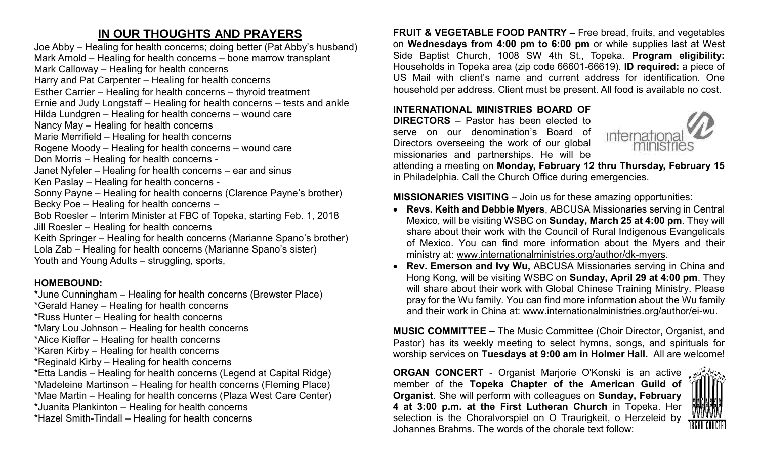## IN OUR THOUGHTS AND PRAYERS

Joe Abby – Healing for health concerns; doing better (Pat Abby's husband)
Mark Arnold – Healing for health concerns – bone marrow transplant
Mark Calloway – Healing for health concerns
Harry and Pat Carpenter – Healing for health concerns
Esther Carrier – Healing for health concerns – thyroid treatment
Ernie and Judy Longstaff – Healing for health concerns – tests and ankle
Hilda Lundgren – Healing for health concerns – wound care
Nancy May – Healing for health concerns
Marie Merrifield – Healing for health concerns
Rogene Moody – Healing for health concerns – wound care
Don Morris – Healing for health concerns -
Janet Nyfeler – Healing for health concerns – ear and sinus
Ken Paslay – Healing for health concerns -
Sonny Payne – Healing for health concerns (Clarence Payne's brother)
Becky Poe – Healing for health concerns –
Bob Roesler – Interim Minister at FBC of Topeka, starting Feb. 1, 2018
Jill Roesler – Healing for health concerns
Keith Springer – Healing for health concerns (Marianne Spano's brother)
Lola Zab – Healing for health concerns (Marianne Spano's sister)
Youth and Young Adults – struggling, sports,

**HOMEBOUND:**

*June Cunningham – Healing for health concerns (Brewster Place)
*Gerald Haney – Healing for health concerns
*Russ Hunter – Healing for health concerns
*Mary Lou Johnson – Healing for health concerns
*Alice Kieffer – Healing for health concerns
*Karen Kirby – Healing for health concerns
*Reginald Kirby – Healing for health concerns
*Etta Landis – Healing for health concerns (Legend at Capital Ridge)
*Madeleine Martinson – Healing for health concerns (Fleming Place)
*Mae Martin – Healing for health concerns (Plaza West Care Center)
*Juanita Plankinton – Healing for health concerns
*Hazel Smith-Tindall – Healing for health concerns

**FRUIT & VEGETABLE FOOD PANTRY –** Free bread, fruits, and vegetables on **Wednesdays from 4:00 pm to 6:00 pm** or while supplies last at West Side Baptist Church, 1008 SW 4th St., Topeka. **Program eligibility:** Households in Topeka area (zip code 66601-66619). **ID required:** a piece of US Mail with client's name and current address for identification. One household per address. Client must be present. All food is available no cost.

**INTERNATIONAL MINISTRIES BOARD OF DIRECTORS** – Pastor has been elected to serve on our denomination's Board of Directors overseeing the work of our global missionaries and partnerships. He will be attending a meeting on **Monday, February 12 thru Thursday, February 15** in Philadelphia. Call the Church Office during emergencies.

**MISSIONARIES VISITING** – Join us for these amazing opportunities:

- **Revs. Keith and Debbie Myers**, ABCUSA Missionaries serving in Central Mexico, will be visiting WSBC on **Sunday, March 25 at 4:00 pm**. They will share about their work with the Council of Rural Indigenous Evangelicals of Mexico. You can find more information about the Myers and their ministry at: www.internationalministries.org/author/dk-myers.
- **Rev. Emerson and Ivy Wu,** ABCUSA Missionaries serving in China and Hong Kong, will be visiting WSBC on **Sunday, April 29 at 4:00 pm**. They will share about their work with Global Chinese Training Ministry. Please pray for the Wu family. You can find more information about the Wu family and their work in China at: www.internationalministries.org/author/ei-wu.

**MUSIC COMMITTEE –** The Music Committee (Choir Director, Organist, and Pastor) has its weekly meeting to select hymns, songs, and spirituals for worship services on **Tuesdays at 9:00 am in Holmer Hall.** All are welcome!

**ORGAN CONCERT** - Organist Marjorie O'Konski is an active member of the **Topeka Chapter of the American Guild of Organist**. She will perform with colleagues on **Sunday, February 4 at 3:00 p.m. at the First Lutheran Church** in Topeka. Her selection is the Choralvorspiel on O Traurigkeit, o Herzeleid by Johannes Brahms. The words of the chorale text follow: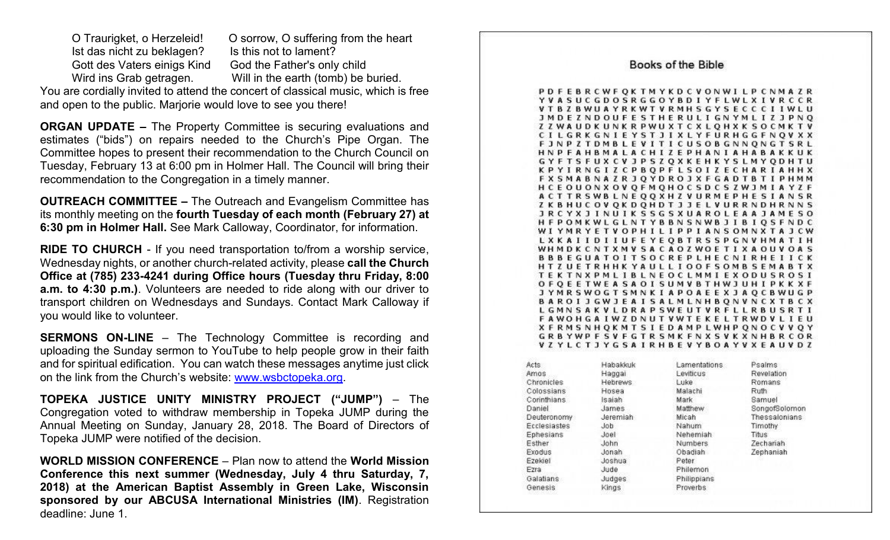O Traurigket, o Herzeleid! — O sorrow, O suffering from the heart
Ist das nicht zu beklagen? — Is this not to lament?
Gott des Vaters einigs Kind — God the Father's only child
Wird ins Grab getragen. — Will in the earth (tomb) be buried.

You are cordially invited to attend the concert of classical music, which is free and open to the public. Marjorie would love to see you there!

**ORGAN UPDATE –** The Property Committee is securing evaluations and estimates ("bids") on repairs needed to the Church's Pipe Organ. The Committee hopes to present their recommendation to the Church Council on Tuesday, February 13 at 6:00 pm in Holmer Hall. The Council will bring their recommendation to the Congregation in a timely manner.

**OUTREACH COMMITTEE –** The Outreach and Evangelism Committee has its monthly meeting on the **fourth Tuesday of each month (February 27) at 6:30 pm in Holmer Hall.** See Mark Calloway, Coordinator, for information.

**RIDE TO CHURCH** - If you need transportation to/from a worship service, Wednesday nights, or another church-related activity, please **call the Church Office at (785) 233-4241 during Office hours (Tuesday thru Friday, 8:00 a.m. to 4:30 p.m.)**. Volunteers are needed to ride along with our driver to transport children on Wednesdays and Sundays. Contact Mark Calloway if you would like to volunteer.

**SERMONS ON-LINE** – The Technology Committee is recording and uploading the Sunday sermon to YouTube to help people grow in their faith and for spiritual edification. You can watch these messages anytime just click on the link from the Church's website: www.wsbctopeka.org.

**TOPEKA JUSTICE UNITY MINISTRY PROJECT ("JUMP")** – The Congregation voted to withdraw membership in Topeka JUMP during the Annual Meeting on Sunday, January 28, 2018. The Board of Directors of Topeka JUMP were notified of the decision.

**WORLD MISSION CONFERENCE** – Plan now to attend the **World Mission Conference this next summer (Wednesday, July 4 thru Saturday, 7, 2018) at the American Baptist Assembly in Green Lake, Wisconsin sponsored by our ABCUSA International Ministries (IM)**. Registration deadline: June 1.

## Books of the Bible

```
P D F E B R C W F Q K T M Y K D C V O N W I L P C N M A Z R
Y V A S U C G D O S R G G O Y B D I Y F L W L X I V R C C R
V T B Z B W U A Y R K W T V R M H S G Y S E C C C I I W L U
J M D E Z N D O U F E S T H E R U L I G N Y M L I Z J P N Q
Z Z W A U D K U N K R P W U X T C X L Q H X K S O C M K T V
C I L G R K G N I E Y S T J I X L Y F U R H G G F N Q V X X
F J N P Z T D M B L E V I T I C U S O B G N N Q N G T S R L
H N P F A H B M A L A C H I Z E P H A N I A H A B A K K U K
G Y F T S F U X C V J P S Z Q X K E H K Y S L M Y Q D H T U
K P Y I R N G I Z C P B Q P F L S O I Z E C H A R I A H H X
F X S M A B N A Z R J Q Y D R O J X F G A D T B T I P H M M
H C E O U O N X O V Q F M Q H O C S D C S Z W J M I A Y Z F
A C T T R S W B L N E Q Q X H Z V U R M E P H E S I A N S R
Z K B H U C O V Q K D Q H D T J J E L V U R R N D H R N N S
J R C Y X J I N U I K S S G S X U A R O L E A A J A M E S O
H F P O M K W L G L N T Y B B N S N W B J I B I Q S F N D C
W I Y M R Y E T V O P H I L I P P I A N S O M N X T A J C W
L X K A I I D I I U F E Y E Q B T R S S P G N V H M A T I H
W H M D K C N T X M V S A C A O Z W O E T I X A O U V O A S
B B B E G U A T O I T S O C R E P L H E C N I R H E I I C K
H T Z U E T R H H K Y A U L L I O O F S O M B S E M A B T X
T E K T N X P M L I B L N E O C L M M I E X O D U S R O S I
O F Q E E T W E A S A O I S U M V B T H W J U H I P K K X F
J Y M R S W O G T S M N K I A P O A E E X J A Q C B W U G P
B A R O I J G W J E A I S A L M L N H B Q N V N C X T B C X
L G M N S A K V L D R A P S W E U T V R F L L R B U S R T I
F A W O H G A I W Z D N U T V W T E K E L T R W D V L I E U
X F R M S N H Q K M T S I E D A M P L W H P Q N O C V V Q Y
G R B Y W P F S V F G T R S M K F N X S V K X N H B R C O R
V Z Y L C T J Y G S A I R H B E V Y B O A Y V X E A U V D Z
```

| | | | |
|---|---|---|---|
| Acts | Habakkuk | Lamentations | Psalms |
| Amos | Haggai | Leviticus | Revelation |
| Chronicles | Hebrews | Luke | Romans |
| Colossians | Hosea | Malachi | Ruth |
| Corinthians | Isaiah | Mark | Samuel |
| Daniel | James | Matthew | SongofSolomon |
| Deuteronomy | Jeremiah | Micah | Thessalonians |
| Ecclesiastes | Job | Nahum | Timothy |
| Ephesians | Joel | Nehemiah | Titus |
| Esther | John | Numbers | Zechariah |
| Exodus | Jonah | Obadiah | Zephaniah |
| Ezekiel | Joshua | Peter | |
| Ezra | Jude | Philemon | |
| Galatians | Judges | Philippians | |
| Genesis | Kings | Proverbs | |